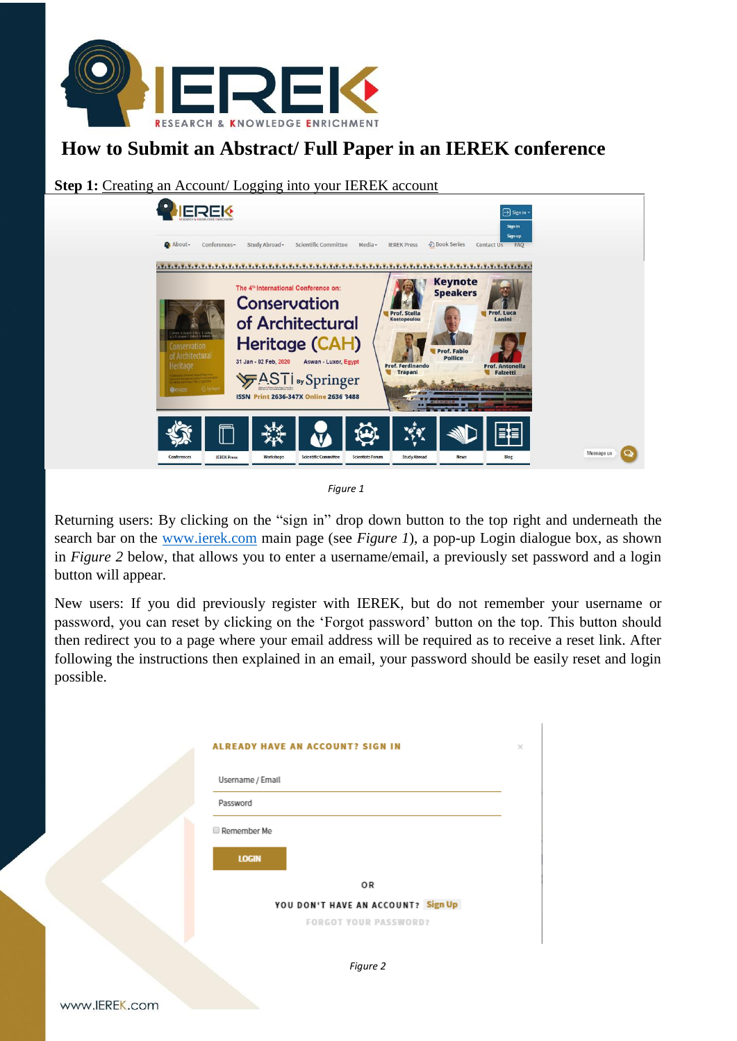# How to Submit an Abstract/ Full Paper in an IEREK conference

**Step 1:** Creating an Account/ Logging into your IEREK account

*Figure 1*

Returning users: By clicking on the "sign in" drop down button to the top right and underneath the search bar on the www.ierek.com main page (see *Figure 1*), a pop-up Login dialogue box, as shown in *Figure 2* below, that allows you to enter a username/email, a previously set password and a login button will appear.

New users: If you did previously register with IEREK, but do not remember your username or password, you can reset by clicking on the 'Forgot password' button on the top. This button should then redirect you to a page where your email address will be required as to receive a reset link. After following the instructions then explained in an email, your password should be easily reset and login possible.

*Figure 2*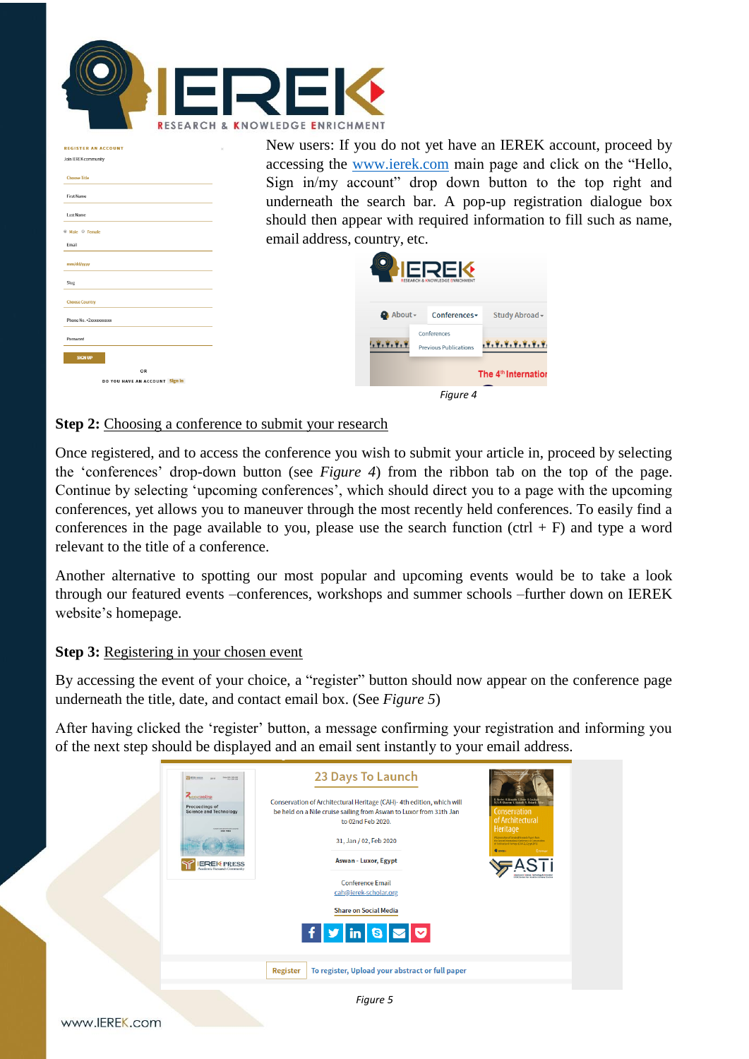New users: If you do not yet have an IEREK account, proceed by accessing the www.ierek.com main page and click on the "Hello, Sign in/my account" drop down button to the top right and underneath the search bar. A pop-up registration dialogue box should then appear with required information to fill such as name, email address, country, etc.

*Figure 4*

**Step 2:** Choosing a conference to submit your research

Once registered, and to access the conference you wish to submit your article in, proceed by selecting the 'conferences' drop-down button (see *Figure 4*) from the ribbon tab on the top of the page. Continue by selecting 'upcoming conferences', which should direct you to a page with the upcoming conferences, yet allows you to maneuver through the most recently held conferences. To easily find a conferences in the page available to you, please use the search function (ctrl + F) and type a word relevant to the title of a conference.

Another alternative to spotting our most popular and upcoming events would be to take a look through our featured events –conferences, workshops and summer schools –further down on IEREK website's homepage.

**Step 3:** Registering in your chosen event

By accessing the event of your choice, a "register" button should now appear on the conference page underneath the title, date, and contact email box. (See *Figure 5*)

After having clicked the 'register' button, a message confirming your registration and informing you of the next step should be displayed and an email sent instantly to your email address.

*Figure 5*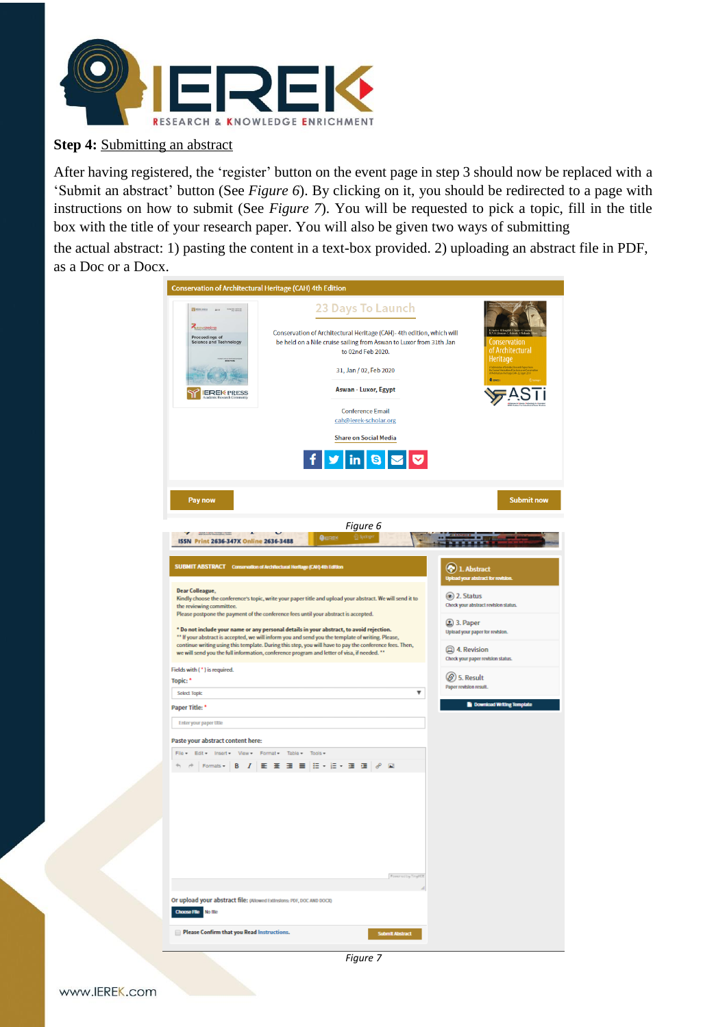**Step 4:** Submitting an abstract

After having registered, the 'register' button on the event page in step 3 should now be replaced with a 'Submit an abstract' button (See *Figure 6*). By clicking on it, you should be redirected to a page with instructions on how to submit (See *Figure 7*). You will be requested to pick a topic, fill in the title box with the title of your research paper. You will also be given two ways of submitting the actual abstract: 1) pasting the content in a text-box provided. 2) uploading an abstract file in PDF, as a Doc or a Docx.

*Figure 6*

*Figure 7*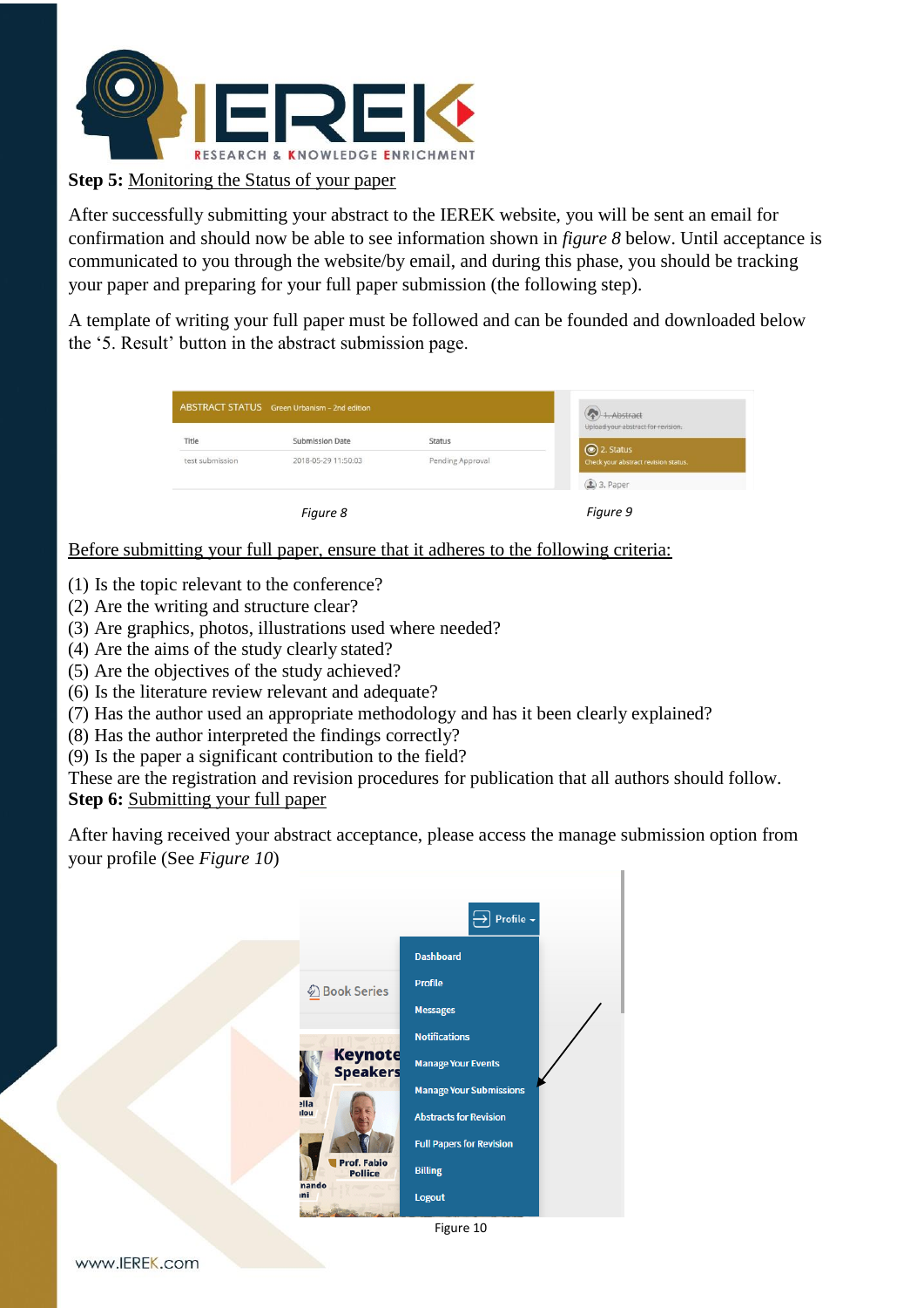**Step 5:** Monitoring the Status of your paper

After successfully submitting your abstract to the IEREK website, you will be sent an email for confirmation and should now be able to see information shown in *figure 8* below. Until acceptance is communicated to you through the website/by email, and during this phase, you should be tracking your paper and preparing for your full paper submission (the following step).

A template of writing your full paper must be followed and can be founded and downloaded below the '5. Result' button in the abstract submission page.

Figure 8

Figure 9

Before submitting your full paper, ensure that it adheres to the following criteria:

(1) Is the topic relevant to the conference?
(2) Are the writing and structure clear?
(3) Are graphics, photos, illustrations used where needed?
(4) Are the aims of the study clearly stated?
(5) Are the objectives of the study achieved?
(6) Is the literature review relevant and adequate?
(7) Has the author used an appropriate methodology and has it been clearly explained?
(8) Has the author interpreted the findings correctly?
(9) Is the paper a significant contribution to the field?

These are the registration and revision procedures for publication that all authors should follow.

**Step 6:** Submitting your full paper

After having received your abstract acceptance, please access the manage submission option from your profile (See *Figure 10*)

Figure 10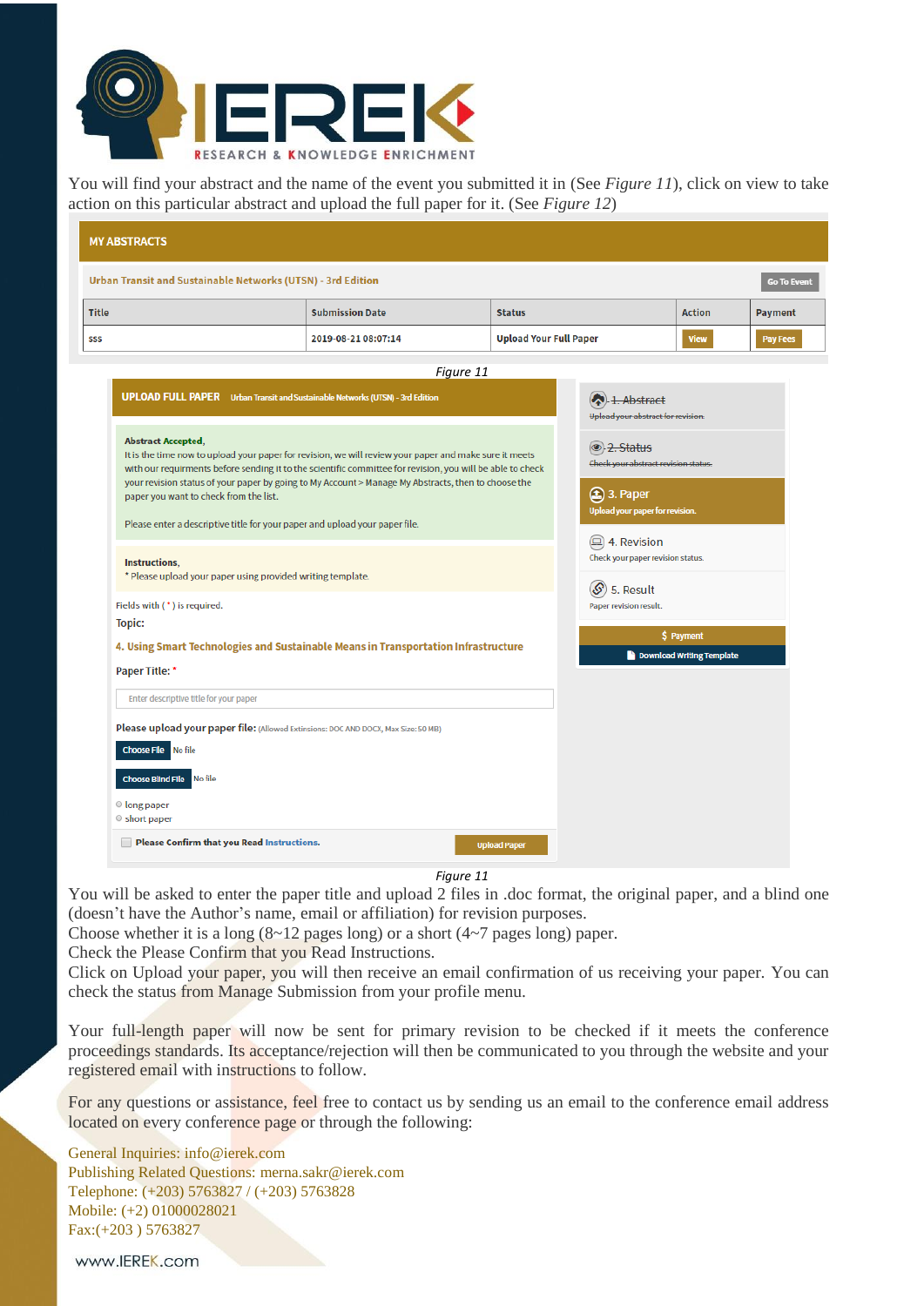You will find your abstract and the name of the event you submitted it in (See *Figure 11*), click on view to take action on this particular abstract and upload the full paper for it. (See *Figure 12*)

*Figure 11*

*Figure 11*

You will be asked to enter the paper title and upload 2 files in .doc format, the original paper, and a blind one (doesn't have the Author's name, email or affiliation) for revision purposes.
Choose whether it is a long (8~12 pages long) or a short (4~7 pages long) paper.
Check the Please Confirm that you Read Instructions.
Click on Upload your paper, you will then receive an email confirmation of us receiving your paper. You can check the status from Manage Submission from your profile menu.

Your full-length paper will now be sent for primary revision to be checked if it meets the conference proceedings standards. Its acceptance/rejection will then be communicated to you through the website and your registered email with instructions to follow.

For any questions or assistance, feel free to contact us by sending us an email to the conference email address located on every conference page or through the following:

General Inquiries: info@ierek.com
Publishing Related Questions: merna.sakr@ierek.com
Telephone: (+203) 5763827 / (+203) 5763828
Mobile: (+2) 01000028021
Fax:(+203 ) 5763827

www.IEREK.com